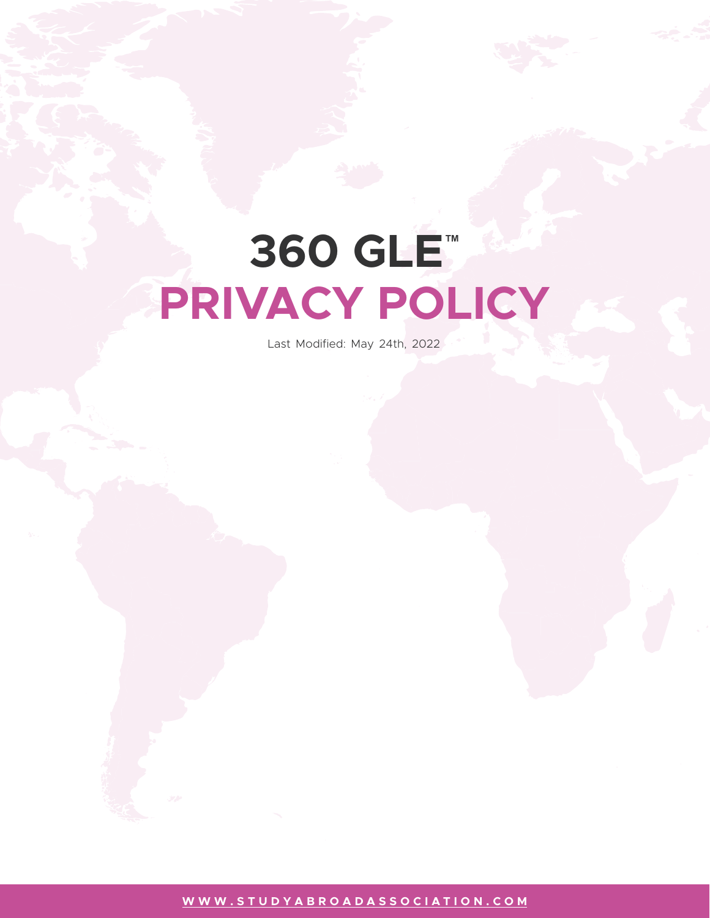# 360 GLE™

# PRIVACY POLICY

Last Modified: May 24th, 2022

WWW.STUDYABROADASSOCIATION.COM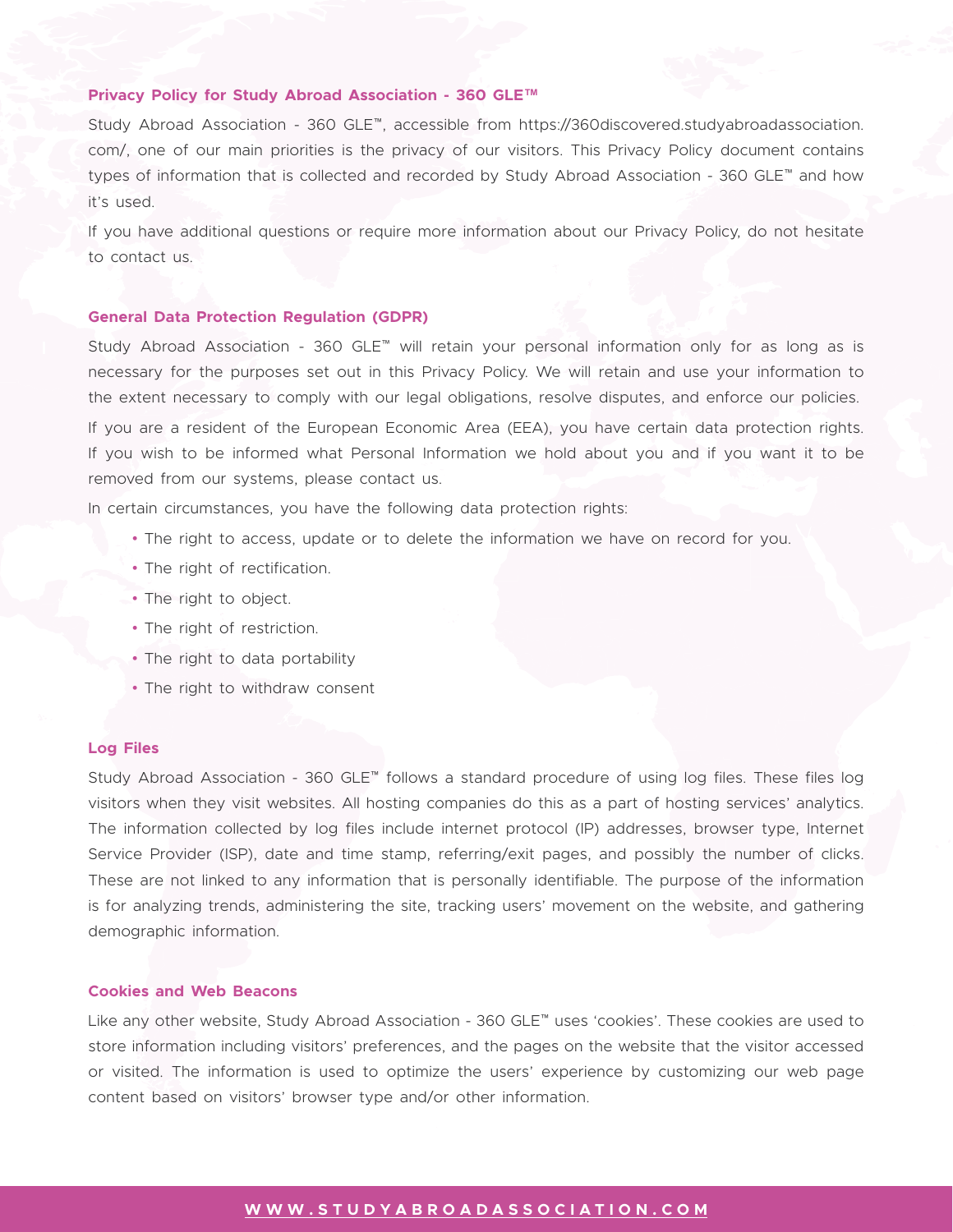## Privacy Policy for Study Abroad Association - 360 GLE™

Study Abroad Association - 360 GLE™, accessible from https://360discovered.studyabroadassociation.com/, one of our main priorities is the privacy of our visitors. This Privacy Policy document contains types of information that is collected and recorded by Study Abroad Association - 360 GLE™ and how it's used.

If you have additional questions or require more information about our Privacy Policy, do not hesitate to contact us.

## General Data Protection Regulation (GDPR)

Study Abroad Association - 360 GLE™ will retain your personal information only for as long as is necessary for the purposes set out in this Privacy Policy. We will retain and use your information to the extent necessary to comply with our legal obligations, resolve disputes, and enforce our policies.

If you are a resident of the European Economic Area (EEA), you have certain data protection rights. If you wish to be informed what Personal Information we hold about you and if you want it to be removed from our systems, please contact us.

In certain circumstances, you have the following data protection rights:

- The right to access, update or to delete the information we have on record for you.
- The right of rectification.
- The right to object.
- The right of restriction.
- The right to data portability
- The right to withdraw consent

## Log Files

Study Abroad Association - 360 GLE™ follows a standard procedure of using log files. These files log visitors when they visit websites. All hosting companies do this as a part of hosting services' analytics. The information collected by log files include internet protocol (IP) addresses, browser type, Internet Service Provider (ISP), date and time stamp, referring/exit pages, and possibly the number of clicks. These are not linked to any information that is personally identifiable. The purpose of the information is for analyzing trends, administering the site, tracking users' movement on the website, and gathering demographic information.

## Cookies and Web Beacons

Like any other website, Study Abroad Association - 360 GLE™ uses 'cookies'. These cookies are used to store information including visitors' preferences, and the pages on the website that the visitor accessed or visited. The information is used to optimize the users' experience by customizing our web page content based on visitors' browser type and/or other information.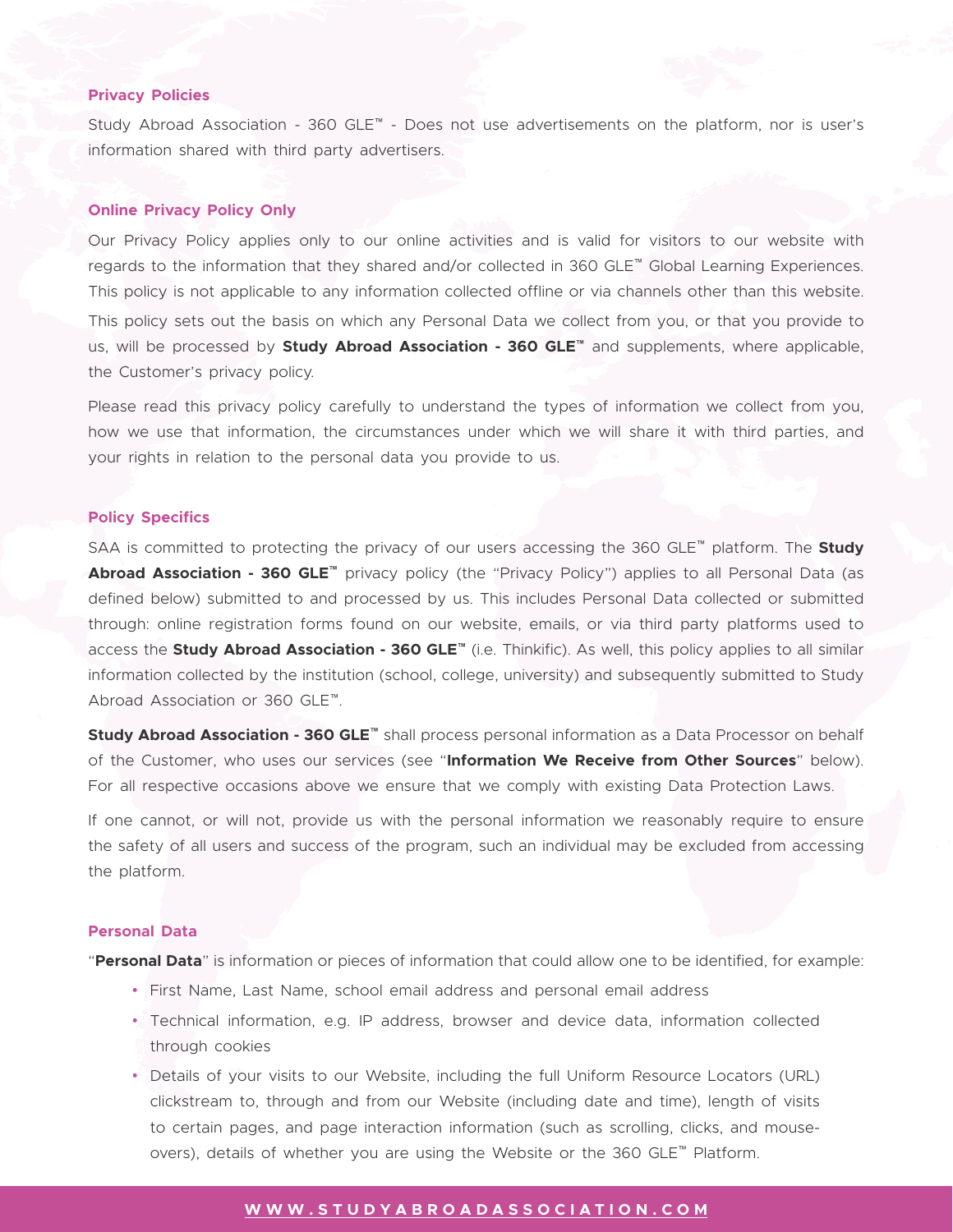## Privacy Policies

Study Abroad Association - 360 GLE™ - Does not use advertisements on the platform, nor is user's information shared with third party advertisers.

## Online Privacy Policy Only

Our Privacy Policy applies only to our online activities and is valid for visitors to our website with regards to the information that they shared and/or collected in 360 GLE™ Global Learning Experiences. This policy is not applicable to any information collected offline or via channels other than this website.

This policy sets out the basis on which any Personal Data we collect from you, or that you provide to us, will be processed by **Study Abroad Association - 360 GLE™** and supplements, where applicable, the Customer's privacy policy.

Please read this privacy policy carefully to understand the types of information we collect from you, how we use that information, the circumstances under which we will share it with third parties, and your rights in relation to the personal data you provide to us.

## Policy Specifics

SAA is committed to protecting the privacy of our users accessing the 360 GLE™ platform. The **Study Abroad Association - 360 GLE™** privacy policy (the "Privacy Policy") applies to all Personal Data (as defined below) submitted to and processed by us. This includes Personal Data collected or submitted through: online registration forms found on our website, emails, or via third party platforms used to access the **Study Abroad Association - 360 GLE™** (i.e. Thinkific). As well, this policy applies to all similar information collected by the institution (school, college, university) and subsequently submitted to Study Abroad Association or 360 GLE™.

**Study Abroad Association - 360 GLE™** shall process personal information as a Data Processor on behalf of the Customer, who uses our services (see "**Information We Receive from Other Sources**" below). For all respective occasions above we ensure that we comply with existing Data Protection Laws.

If one cannot, or will not, provide us with the personal information we reasonably require to ensure the safety of all users and success of the program, such an individual may be excluded from accessing the platform.

## Personal Data

"**Personal Data**" is information or pieces of information that could allow one to be identified, for example:

- First Name, Last Name, school email address and personal email address
- Technical information, e.g. IP address, browser and device data, information collected through cookies
- Details of your visits to our Website, including the full Uniform Resource Locators (URL) clickstream to, through and from our Website (including date and time), length of visits to certain pages, and page interaction information (such as scrolling, clicks, and mouse-overs), details of whether you are using the Website or the 360 GLE™ Platform.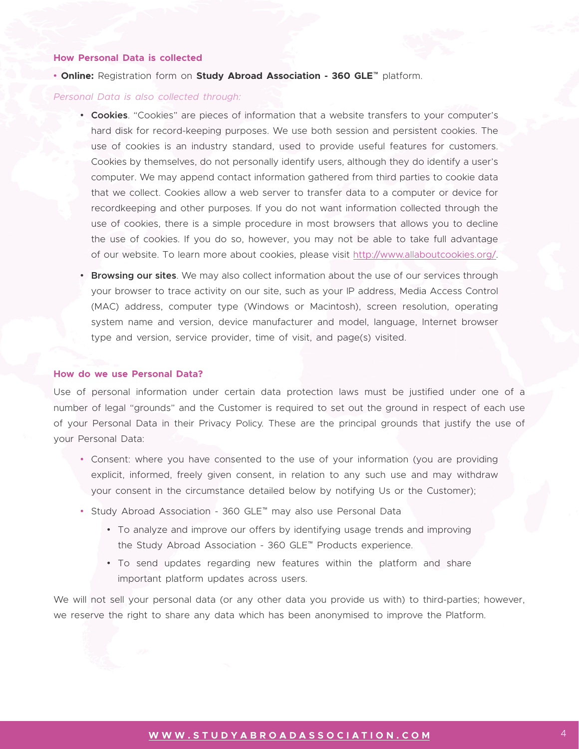### How Personal Data is collected

- **Online:** Registration form on **Study Abroad Association - 360 GLE™** platform.

*Personal Data is also collected through:*

- **Cookies**. "Cookies" are pieces of information that a website transfers to your computer's hard disk for record-keeping purposes. We use both session and persistent cookies. The use of cookies is an industry standard, used to provide useful features for customers. Cookies by themselves, do not personally identify users, although they do identify a user's computer. We may append contact information gathered from third parties to cookie data that we collect. Cookies allow a web server to transfer data to a computer or device for recordkeeping and other purposes. If you do not want information collected through the use of cookies, there is a simple procedure in most browsers that allows you to decline the use of cookies. If you do so, however, you may not be able to take full advantage of our website. To learn more about cookies, please visit [http://www.allaboutcookies.org/](http://www.allaboutcookies.org/).
- **Browsing our sites**. We may also collect information about the use of our services through your browser to trace activity on our site, such as your IP address, Media Access Control (MAC) address, computer type (Windows or Macintosh), screen resolution, operating system name and version, device manufacturer and model, language, Internet browser type and version, service provider, time of visit, and page(s) visited.

### How do we use Personal Data?

Use of personal information under certain data protection laws must be justified under one of a number of legal "grounds" and the Customer is required to set out the ground in respect of each use of your Personal Data in their Privacy Policy. These are the principal grounds that justify the use of your Personal Data:

- Consent: where you have consented to the use of your information (you are providing explicit, informed, freely given consent, in relation to any such use and may withdraw your consent in the circumstance detailed below by notifying Us or the Customer);
- Study Abroad Association - 360 GLE™ may also use Personal Data
  - To analyze and improve our offers by identifying usage trends and improving the Study Abroad Association - 360 GLE™ Products experience.
  - To send updates regarding new features within the platform and share important platform updates across users.

We will not sell your personal data (or any other data you provide us with) to third-parties; however, we reserve the right to share any data which has been anonymised to improve the Platform.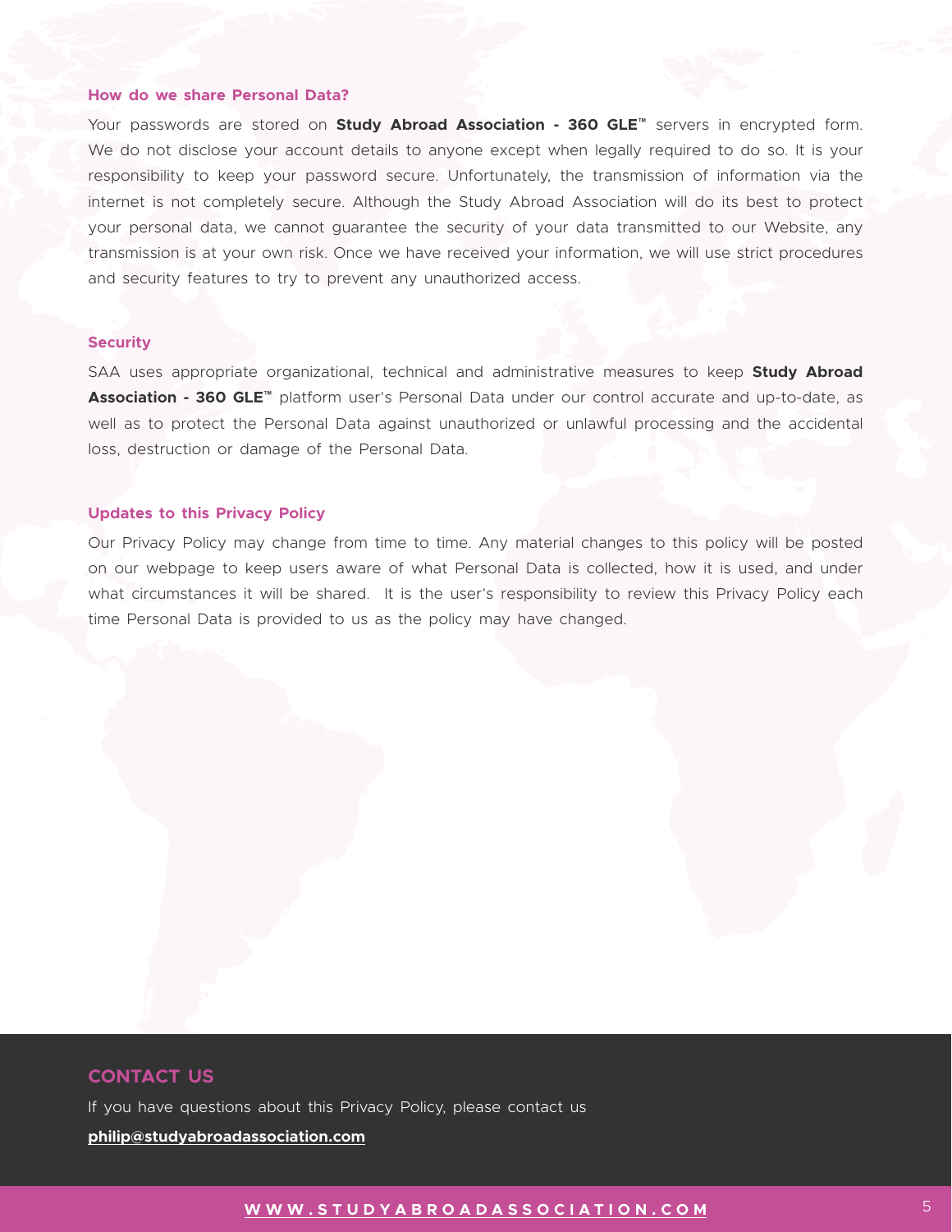### How do we share Personal Data?

Your passwords are stored on **Study Abroad Association - 360 GLE™** servers in encrypted form. We do not disclose your account details to anyone except when legally required to do so. It is your responsibility to keep your password secure. Unfortunately, the transmission of information via the internet is not completely secure. Although the Study Abroad Association will do its best to protect your personal data, we cannot guarantee the security of your data transmitted to our Website, any transmission is at your own risk. Once we have received your information, we will use strict procedures and security features to try to prevent any unauthorized access.

### Security

SAA uses appropriate organizational, technical and administrative measures to keep **Study Abroad Association - 360 GLE™** platform user's Personal Data under our control accurate and up-to-date, as well as to protect the Personal Data against unauthorized or unlawful processing and the accidental loss, destruction or damage of the Personal Data.

### Updates to this Privacy Policy

Our Privacy Policy may change from time to time. Any material changes to this policy will be posted on our webpage to keep users aware of what Personal Data is collected, how it is used, and under what circumstances it will be shared. It is the user's responsibility to review this Privacy Policy each time Personal Data is provided to us as the policy may have changed.

## CONTACT US

If you have questions about this Privacy Policy, please contact us

**philip@studyabroadassociation.com**

WWW.STUDYABROADASSOCIATION.COM